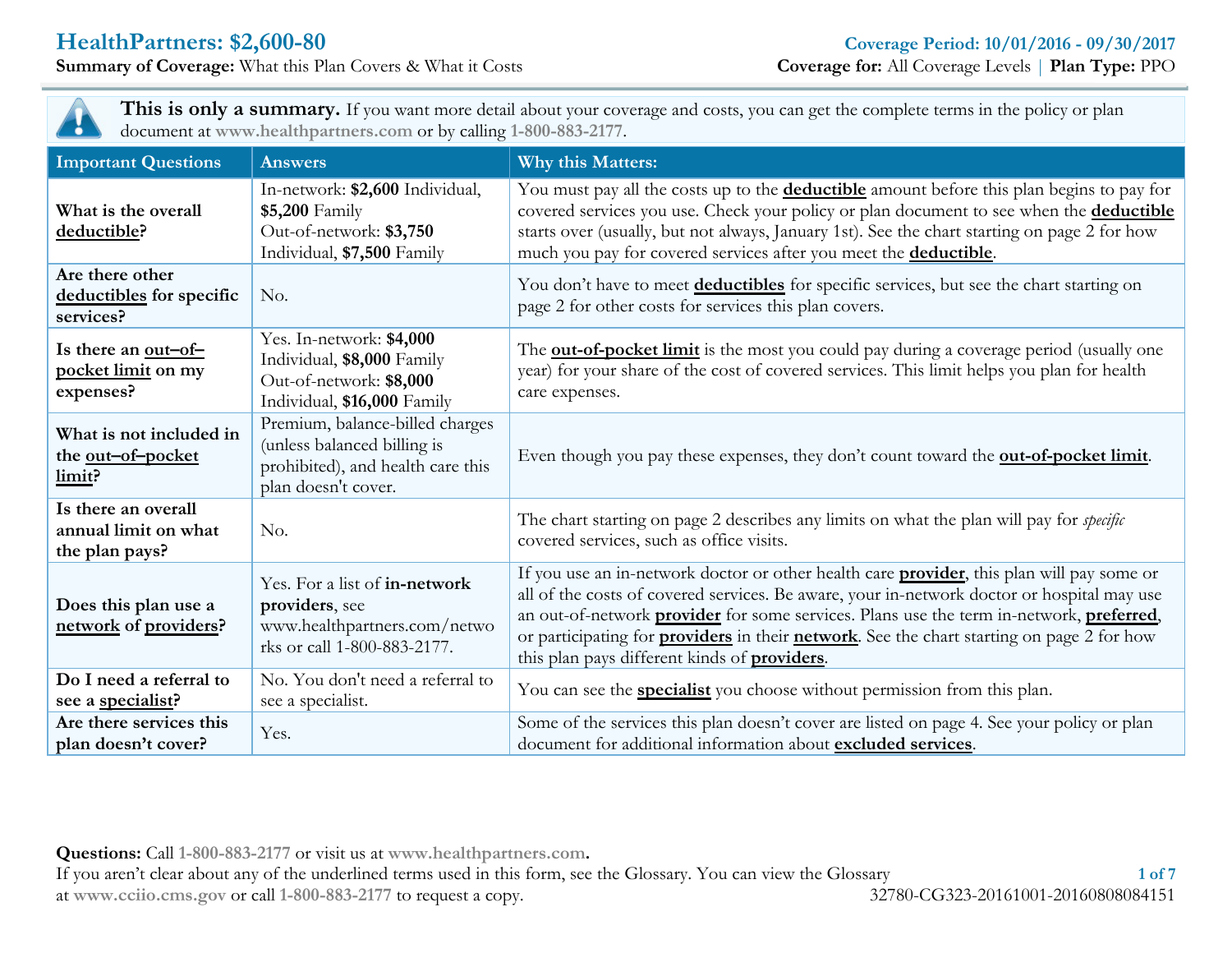# HealthPartners: $2,600-80

**Summary of Coverage:** What this Plan Covers & What it Costs

**Coverage Period: 10/01/2016 - 09/30/2017**

**Coverage for:** All Coverage Levels | **Plan Type:** PPO

**This is only a summary.** If you want more detail about your coverage and costs, you can get the complete terms in the policy or plan document at www.healthpartners.com or by calling 1-800-883-2177.

| Important Questions | Answers | Why this Matters: |
|---|---|---|
| **What is the overall deductible?** | In-network: **$2,600** Individual, **$5,200** Family Out-of-network: **$3,750** Individual, **$7,500** Family | You must pay all the costs up to the **deductible** amount before this plan begins to pay for covered services you use. Check your policy or plan document to see when the **deductible** starts over (usually, but not always, January 1st). See the chart starting on page 2 for how much you pay for covered services after you meet the **deductible**. |
| **Are there other deductibles for specific services?** | No. | You don't have to meet **deductibles** for specific services, but see the chart starting on page 2 for other costs for services this plan covers. |
| **Is there an out–of–pocket limit on my expenses?** | Yes. In-network: **$4,000** Individual, **$8,000** Family Out-of-network: **$8,000** Individual, **$16,000** Family | The **out-of-pocket limit** is the most you could pay during a coverage period (usually one year) for your share of the cost of covered services. This limit helps you plan for health care expenses. |
| **What is not included in the out–of–pocket limit?** | Premium, balance-billed charges (unless balanced billing is prohibited), and health care this plan doesn't cover. | Even though you pay these expenses, they don't count toward the **out-of-pocket limit**. |
| **Is there an overall annual limit on what the plan pays?** | No. | The chart starting on page 2 describes any limits on what the plan will pay for *specific* covered services, such as office visits. |
| **Does this plan use a network of providers?** | Yes. For a list of **in-network providers**, see www.healthpartners.com/networks or call 1-800-883-2177. | If you use an in-network doctor or other health care **provider**, this plan will pay some or all of the costs of covered services. Be aware, your in-network doctor or hospital may use an out-of-network **provider** for some services. Plans use the term in-network, **preferred**, or participating for **providers** in their **network**. See the chart starting on page 2 for how this plan pays different kinds of **providers**. |
| **Do I need a referral to see a specialist?** | No. You don't need a referral to see a specialist. | You can see the **specialist** you choose without permission from this plan. |
| **Are there services this plan doesn't cover?** | Yes. | Some of the services this plan doesn't cover are listed on page 4. See your policy or plan document for additional information about **excluded services**. |

**Questions:** Call 1-800-883-2177 or visit us at www.healthpartners.com.
If you aren't clear about any of the underlined terms used in this form, see the Glossary. You can view the Glossary at www.cciio.cms.gov or call 1-800-883-2177 to request a copy.

32780-CG323-20161001-20160808084151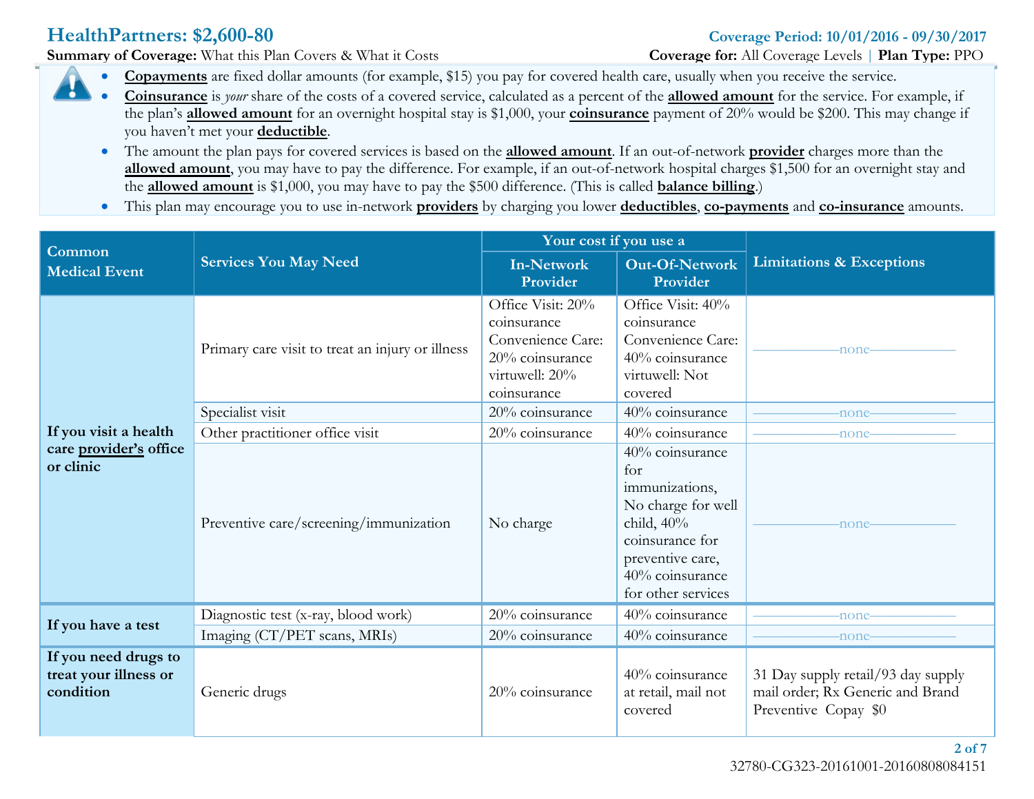# HealthPartners: $2,600-80

**Coverage Period: 10/01/2016 - 09/30/2017**

**Summary of Coverage:** What this Plan Covers & What it Costs

**Coverage for:** All Coverage Levels | **Plan Type:** PPO

- **Copayments** are fixed dollar amounts (for example, $15) you pay for covered health care, usually when you receive the service.
- **Coinsurance** is *your* share of the costs of a covered service, calculated as a percent of the **allowed amount** for the service. For example, if the plan's **allowed amount** for an overnight hospital stay is $1,000, your **coinsurance** payment of 20% would be $200. This may change if you haven't met your **deductible**.
- The amount the plan pays for covered services is based on the **allowed amount**. If an out-of-network **provider** charges more than the **allowed amount**, you may have to pay the difference. For example, if an out-of-network hospital charges $1,500 for an overnight stay and the **allowed amount** is $1,000, you may have to pay the $500 difference. (This is called **balance billing**.)
- This plan may encourage you to use in-network **providers** by charging you lower **deductibles**, **co-payments** and **co-insurance** amounts.

| Common Medical Event | Services You May Need | Your cost if you use a In-Network Provider | Your cost if you use a Out-Of-Network Provider | Limitations & Exceptions |
|---|---|---|---|---|
| If you visit a health care **provider's** office or clinic | Primary care visit to treat an injury or illness | Office Visit: 20% coinsurance Convenience Care: 20% coinsurance virtuwell: 20% coinsurance | Office Visit: 40% coinsurance Convenience Care: 40% coinsurance virtuwell: Not covered | none |
| | Specialist visit | 20% coinsurance | 40% coinsurance | none |
| | Other practitioner office visit | 20% coinsurance | 40% coinsurance | none |
| | Preventive care/screening/immunization | No charge | 40% coinsurance for immunizations, No charge for well child, 40% coinsurance for preventive care, 40% coinsurance for other services | none |
| If you have a test | Diagnostic test (x-ray, blood work) | 20% coinsurance | 40% coinsurance | none |
| | Imaging (CT/PET scans, MRIs) | 20% coinsurance | 40% coinsurance | none |
| If you need drugs to treat your illness or condition | Generic drugs | 20% coinsurance | 40% coinsurance at retail, mail not covered | 31 Day supply retail/93 day supply mail order; Rx Generic and Brand Preventive Copay $0 |

32780-CG323-20161001-20160808084151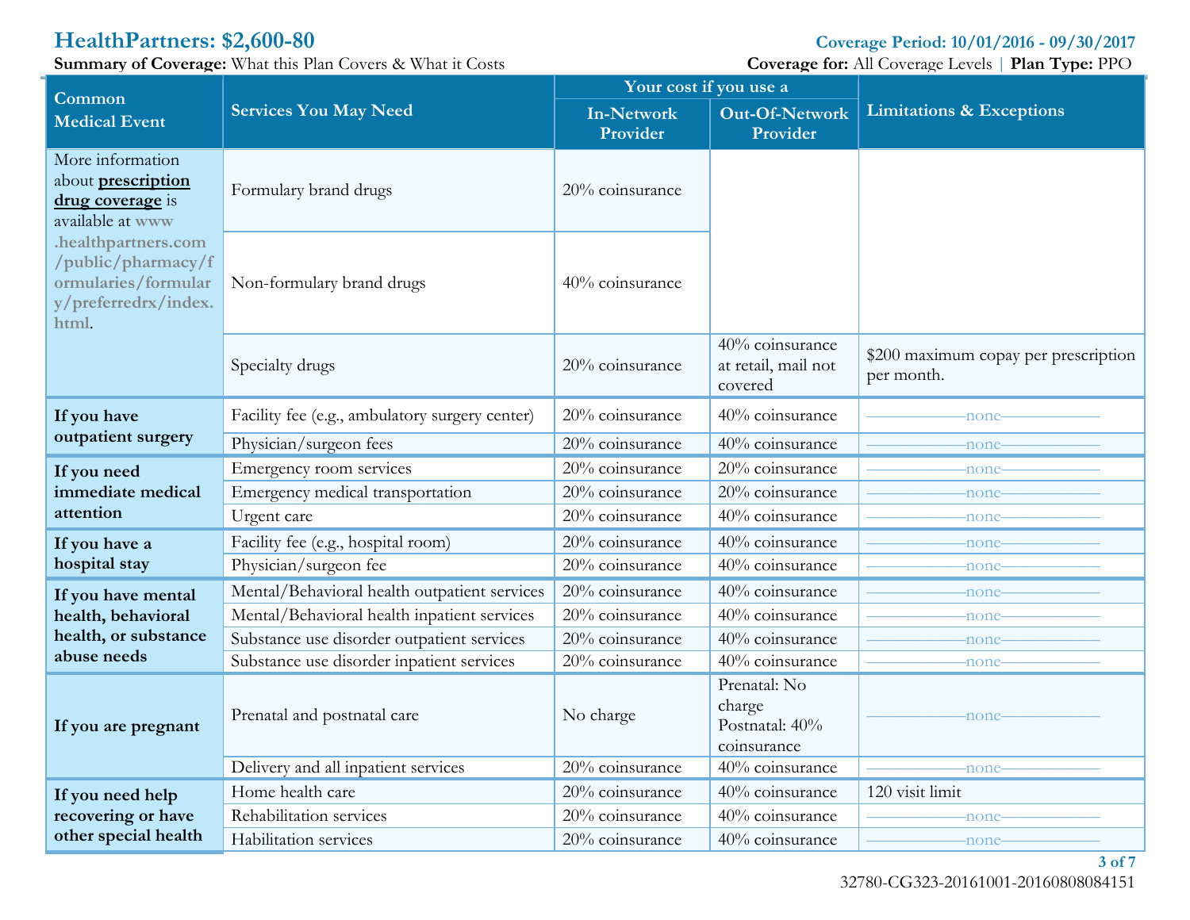# HealthPartners: $2,600-80

**Coverage Period: 10/01/2016 - 09/30/2017**

**Summary of Coverage:** What this Plan Covers & What it Costs

**Coverage for:** All Coverage Levels | **Plan Type:** PPO

| Common Medical Event | Services You May Need | Your cost if you use a In-Network Provider | Your cost if you use a Out-Of-Network Provider | Limitations & Exceptions |
|---|---|---|---|---|
| More information about **prescription drug coverage** is available at **www.healthpartners.com/public/pharmacy/formularies/formulary/preferredrx/index.html**. | Formulary brand drugs | 20% coinsurance | | |
| | Non-formulary brand drugs | 40% coinsurance | | |
| | Specialty drugs | 20% coinsurance | 40% coinsurance at retail, mail not covered | $200 maximum copay per prescription per month. |
| **If you have outpatient surgery** | Facility fee (e.g., ambulatory surgery center) | 20% coinsurance | 40% coinsurance | none |
| | Physician/surgeon fees | 20% coinsurance | 40% coinsurance | none |
| **If you need immediate medical attention** | Emergency room services | 20% coinsurance | 20% coinsurance | none |
| | Emergency medical transportation | 20% coinsurance | 20% coinsurance | none |
| | Urgent care | 20% coinsurance | 40% coinsurance | none |
| **If you have a hospital stay** | Facility fee (e.g., hospital room) | 20% coinsurance | 40% coinsurance | none |
| | Physician/surgeon fee | 20% coinsurance | 40% coinsurance | none |
| **If you have mental health, behavioral health, or substance abuse needs** | Mental/Behavioral health outpatient services | 20% coinsurance | 40% coinsurance | none |
| | Mental/Behavioral health inpatient services | 20% coinsurance | 40% coinsurance | none |
| | Substance use disorder outpatient services | 20% coinsurance | 40% coinsurance | none |
| | Substance use disorder inpatient services | 20% coinsurance | 40% coinsurance | none |
| **If you are pregnant** | Prenatal and postnatal care | No charge | Prenatal: No charge Postnatal: 40% coinsurance | none |
| | Delivery and all inpatient services | 20% coinsurance | 40% coinsurance | none |
| **If you need help recovering or have other special health** | Home health care | 20% coinsurance | 40% coinsurance | 120 visit limit |
| | Rehabilitation services | 20% coinsurance | 40% coinsurance | none |
| | Habilitation services | 20% coinsurance | 40% coinsurance | none |

32780-CG323-20161001-20160808084151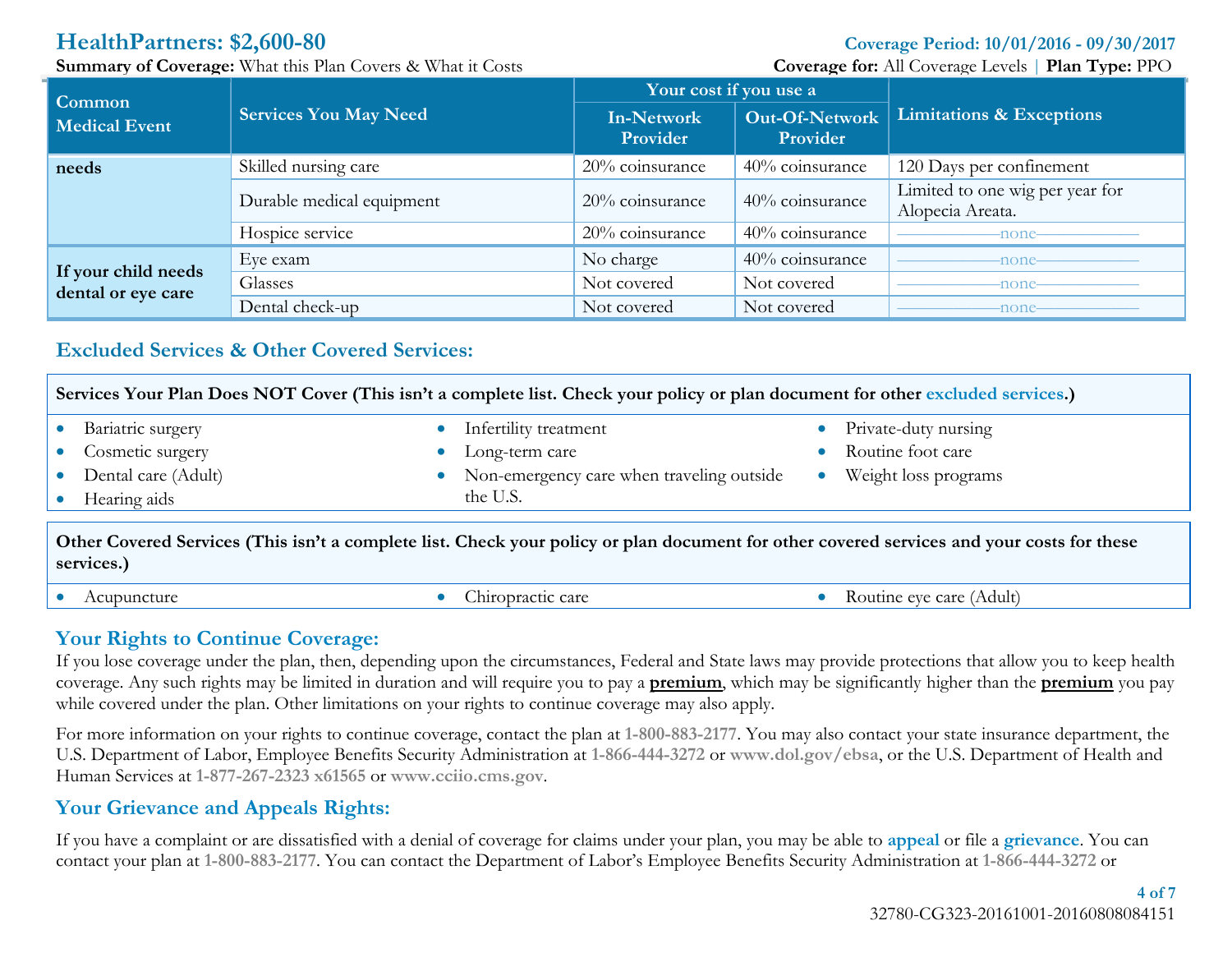| Common Medical Event | Services You May Need | Your cost if you use a In-Network Provider | Your cost if you use a Out-Of-Network Provider | Limitations & Exceptions |
|---|---|---|---|---|
| needs | Skilled nursing care | 20% coinsurance | 40% coinsurance | 120 Days per confinement |
| | Durable medical equipment | 20% coinsurance | 40% coinsurance | Limited to one wig per year for Alopecia Areata. |
| | Hospice service | 20% coinsurance | 40% coinsurance | ———none——— |
| If your child needs dental or eye care | Eye exam | No charge | 40% coinsurance | ———none——— |
| | Glasses | Not covered | Not covered | ———none——— |
| | Dental check-up | Not covered | Not covered | ———none——— |

## Excluded Services & Other Covered Services:

**Services Your Plan Does NOT Cover (This isn't a complete list. Check your policy or plan document for other excluded services.)**

- Bariatric surgery
- Cosmetic surgery
- Dental care (Adult)
- Hearing aids
- Infertility treatment
- Long-term care
- Non-emergency care when traveling outside the U.S.
- Private-duty nursing
- Routine foot care
- Weight loss programs

**Other Covered Services (This isn't a complete list. Check your policy or plan document for other covered services and your costs for these services.)**

- Acupuncture
- Chiropractic care
- Routine eye care (Adult)

## Your Rights to Continue Coverage:

If you lose coverage under the plan, then, depending upon the circumstances, Federal and State laws may provide protections that allow you to keep health coverage. Any such rights may be limited in duration and will require you to pay a **premium**, which may be significantly higher than the **premium** you pay while covered under the plan. Other limitations on your rights to continue coverage may also apply.

For more information on your rights to continue coverage, contact the plan at 1-800-883-2177. You may also contact your state insurance department, the U.S. Department of Labor, Employee Benefits Security Administration at 1-866-444-3272 or www.dol.gov/ebsa, or the U.S. Department of Health and Human Services at 1-877-267-2323 x61565 or www.cciio.cms.gov.

## Your Grievance and Appeals Rights:

If you have a complaint or are dissatisfied with a denial of coverage for claims under your plan, you may be able to appeal or file a grievance. You can contact your plan at 1-800-883-2177. You can contact the Department of Labor's Employee Benefits Security Administration at 1-866-444-3272 or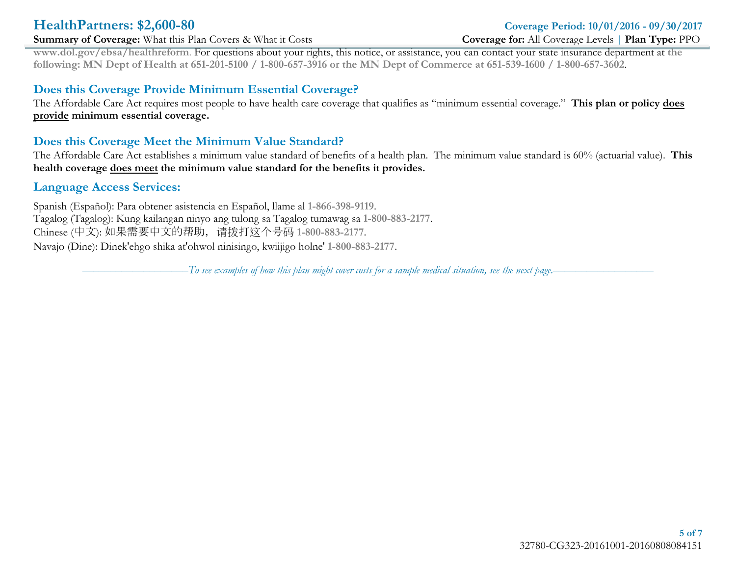www.dol.gov/ebsa/healthreform. For questions about your rights, this notice, or assistance, you can contact your state insurance department at **the following: MN Dept of Health at 651-201-5100 / 1-800-657-3916 or the MN Dept of Commerce at 651-539-1600 / 1-800-657-3602**.

## Does this Coverage Provide Minimum Essential Coverage?

The Affordable Care Act requires most people to have health care coverage that qualifies as "minimum essential coverage." **This plan or policy does provide minimum essential coverage.**

## Does this Coverage Meet the Minimum Value Standard?

The Affordable Care Act establishes a minimum value standard of benefits of a health plan. The minimum value standard is 60% (actuarial value). **This health coverage does meet the minimum value standard for the benefits it provides.**

## Language Access Services:

Spanish (Español): Para obtener asistencia en Español, llame al **1-866-398-9119**.
Tagalog (Tagalog): Kung kailangan ninyo ang tulong sa Tagalog tumawag sa **1-800-883-2177**.
Chinese (中文): 如果需要中文的帮助，请拨打这个号码 **1-800-883-2177**.
Navajo (Dine): Dinek'ehgo shika at'ohwol ninisingo, kwiijigo holne' **1-800-883-2177**.

*——————————To see examples of how this plan might cover costs for a sample medical situation, see the next page.——————————*

32780-CG323-20161001-20160808084151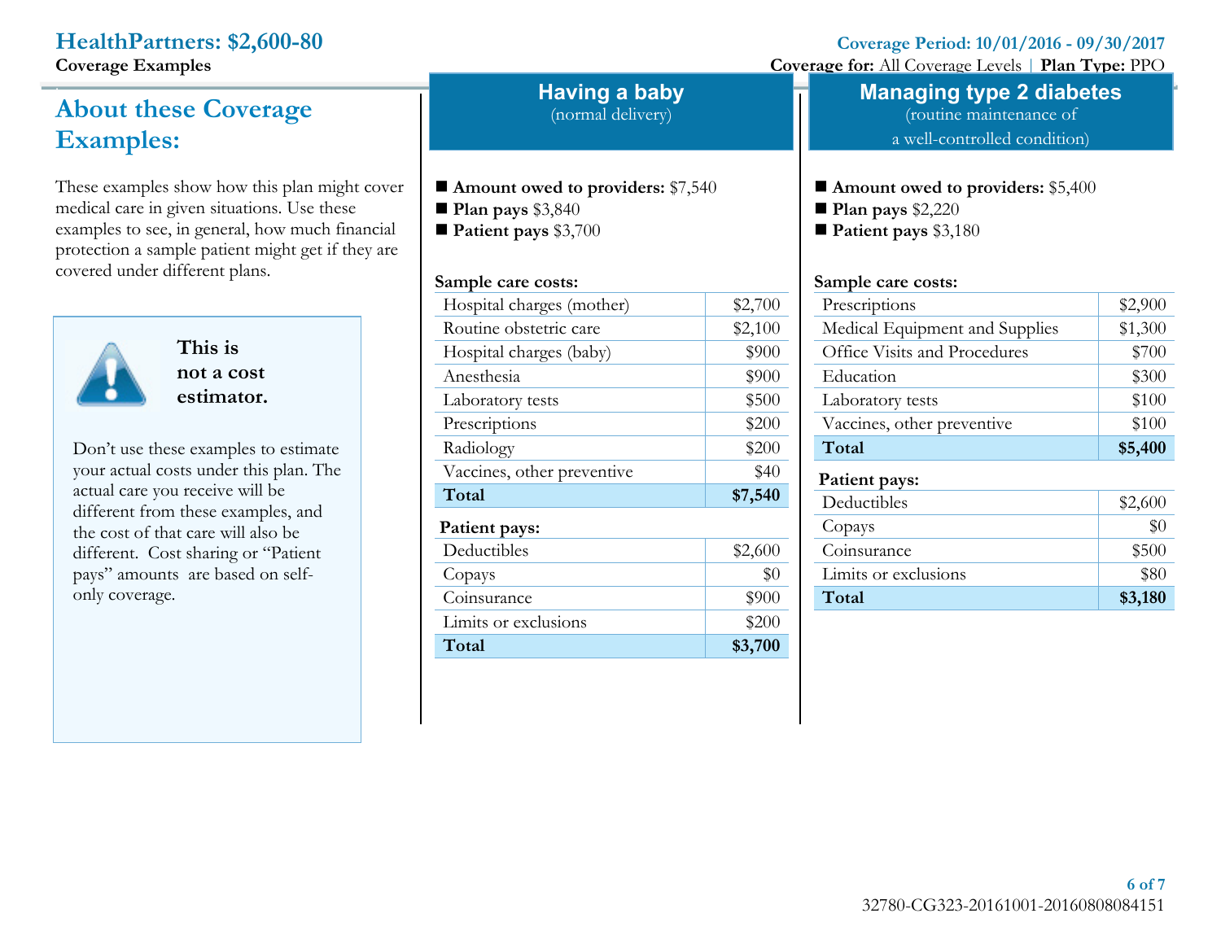**HealthPartners: $2,600-80**
**Coverage Examples**

**Coverage Period: 10/01/2016 - 09/30/2017**
**Coverage for:** All Coverage Levels | **Plan Type:** PPO

## About these Coverage Examples:

These examples show how this plan might cover medical care in given situations. Use these examples to see, in general, how much financial protection a sample patient might get if they are covered under different plans.

**This is not a cost estimator.**

Don't use these examples to estimate your actual costs under this plan. The actual care you receive will be different from these examples, and the cost of that care will also be different. Cost sharing or "Patient pays" amounts are based on self-only coverage.

## Having a baby
(normal delivery)

- **Amount owed to providers:** $7,540
- **Plan pays** $3,840
- **Patient pays** $3,700

**Sample care costs:**

| | |
|---|---|
| Hospital charges (mother) | $2,700 |
| Routine obstetric care | $2,100 |
| Hospital charges (baby) | $900 |
| Anesthesia | $900 |
| Laboratory tests | $500 |
| Prescriptions | $200 |
| Radiology | $200 |
| Vaccines, other preventive | $40 |
| **Total** | **$7,540** |

**Patient pays:**

| | |
|---|---|
| Deductibles | $2,600 |
| Copays | $0 |
| Coinsurance | $900 |
| Limits or exclusions | $200 |
| **Total** | **$3,700** |

## Managing type 2 diabetes
(routine maintenance of a well-controlled condition)

- **Amount owed to providers:** $5,400
- **Plan pays** $2,220
- **Patient pays** $3,180

**Sample care costs:**

| | |
|---|---|
| Prescriptions | $2,900 |
| Medical Equipment and Supplies | $1,300 |
| Office Visits and Procedures | $700 |
| Education | $300 |
| Laboratory tests | $100 |
| Vaccines, other preventive | $100 |
| **Total** | **$5,400** |

**Patient pays:**

| | |
|---|---|
| Deductibles | $2,600 |
| Copays | $0 |
| Coinsurance | $500 |
| Limits or exclusions | $80 |
| **Total** | **$3,180** |

32780-CG323-20161001-20160808084151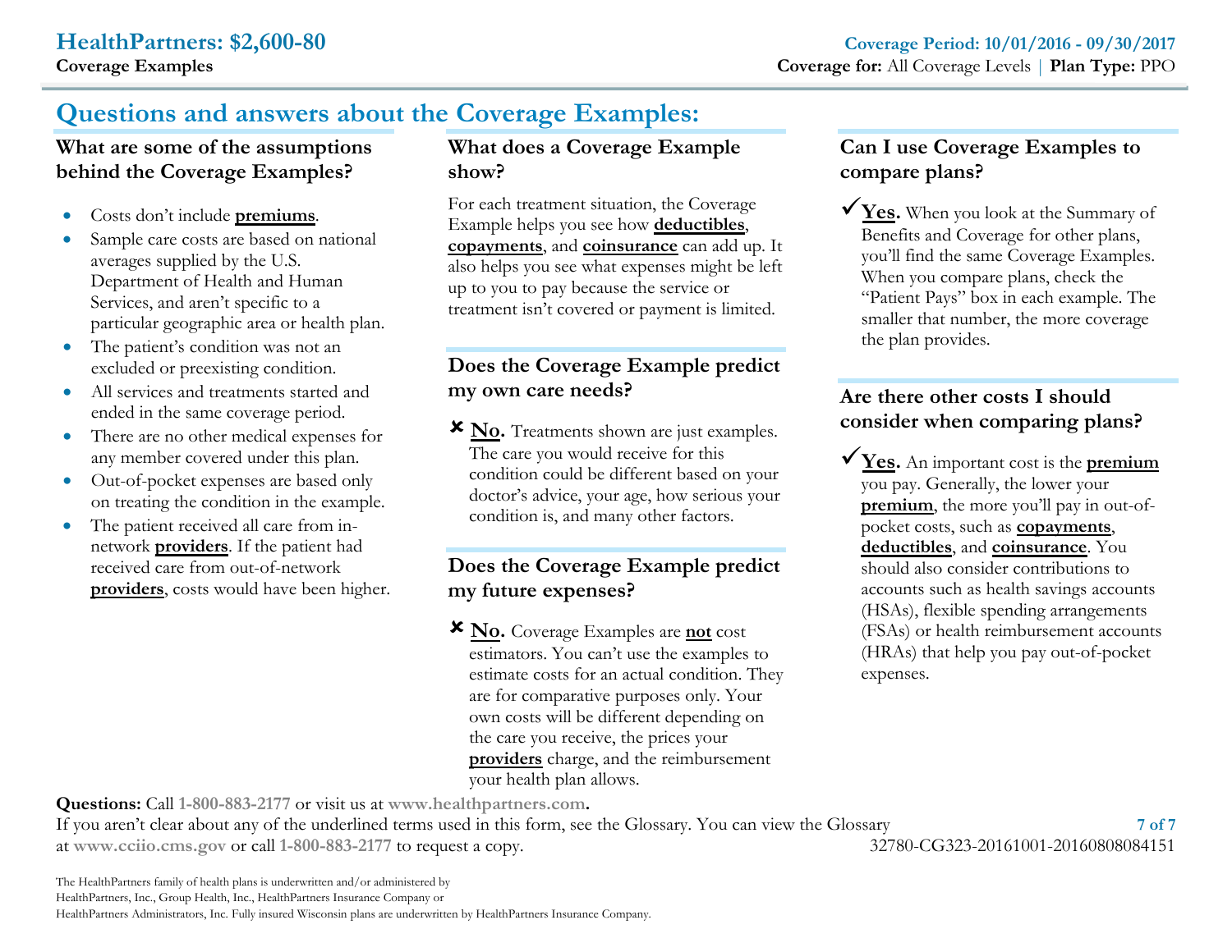# Questions and answers about the Coverage Examples:

## What are some of the assumptions behind the Coverage Examples?

- Costs don't include **premiums**.
- Sample care costs are based on national averages supplied by the U.S. Department of Health and Human Services, and aren't specific to a particular geographic area or health plan.
- The patient's condition was not an excluded or preexisting condition.
- All services and treatments started and ended in the same coverage period.
- There are no other medical expenses for any member covered under this plan.
- Out-of-pocket expenses are based only on treating the condition in the example.
- The patient received all care from in-network **providers**. If the patient had received care from out-of-network **providers**, costs would have been higher.

## What does a Coverage Example show?

For each treatment situation, the Coverage Example helps you see how **deductibles**, **copayments**, and **coinsurance** can add up. It also helps you see what expenses might be left up to you to pay because the service or treatment isn't covered or payment is limited.

## Does the Coverage Example predict my own care needs?

✘ **No.** Treatments shown are just examples. The care you would receive for this condition could be different based on your doctor's advice, your age, how serious your condition is, and many other factors.

## Does the Coverage Example predict my future expenses?

✘ **No.** Coverage Examples are **not** cost estimators. You can't use the examples to estimate costs for an actual condition. They are for comparative purposes only. Your own costs will be different depending on the care you receive, the prices your **providers** charge, and the reimbursement your health plan allows.

## Can I use Coverage Examples to compare plans?

✓ **Yes.** When you look at the Summary of Benefits and Coverage for other plans, you'll find the same Coverage Examples. When you compare plans, check the "Patient Pays" box in each example. The smaller that number, the more coverage the plan provides.

## Are there other costs I should consider when comparing plans?

✓ **Yes.** An important cost is the **premium** you pay. Generally, the lower your **premium**, the more you'll pay in out-of-pocket costs, such as **copayments**, **deductibles**, and **coinsurance**. You should also consider contributions to accounts such as health savings accounts (HSAs), flexible spending arrangements (FSAs) or health reimbursement accounts (HRAs) that help you pay out-of-pocket expenses.

**Questions:** Call **1-800-883-2177** or visit us at **www.healthpartners.com.**
If you aren't clear about any of the underlined terms used in this form, see the Glossary. You can view the Glossary at **www.cciio.cms.gov** or call **1-800-883-2177** to request a copy.

32780-CG323-20161001-20160808084151

The HealthPartners family of health plans is underwritten and/or administered by HealthPartners, Inc., Group Health, Inc., HealthPartners Insurance Company or HealthPartners Administrators, Inc. Fully insured Wisconsin plans are underwritten by HealthPartners Insurance Company.